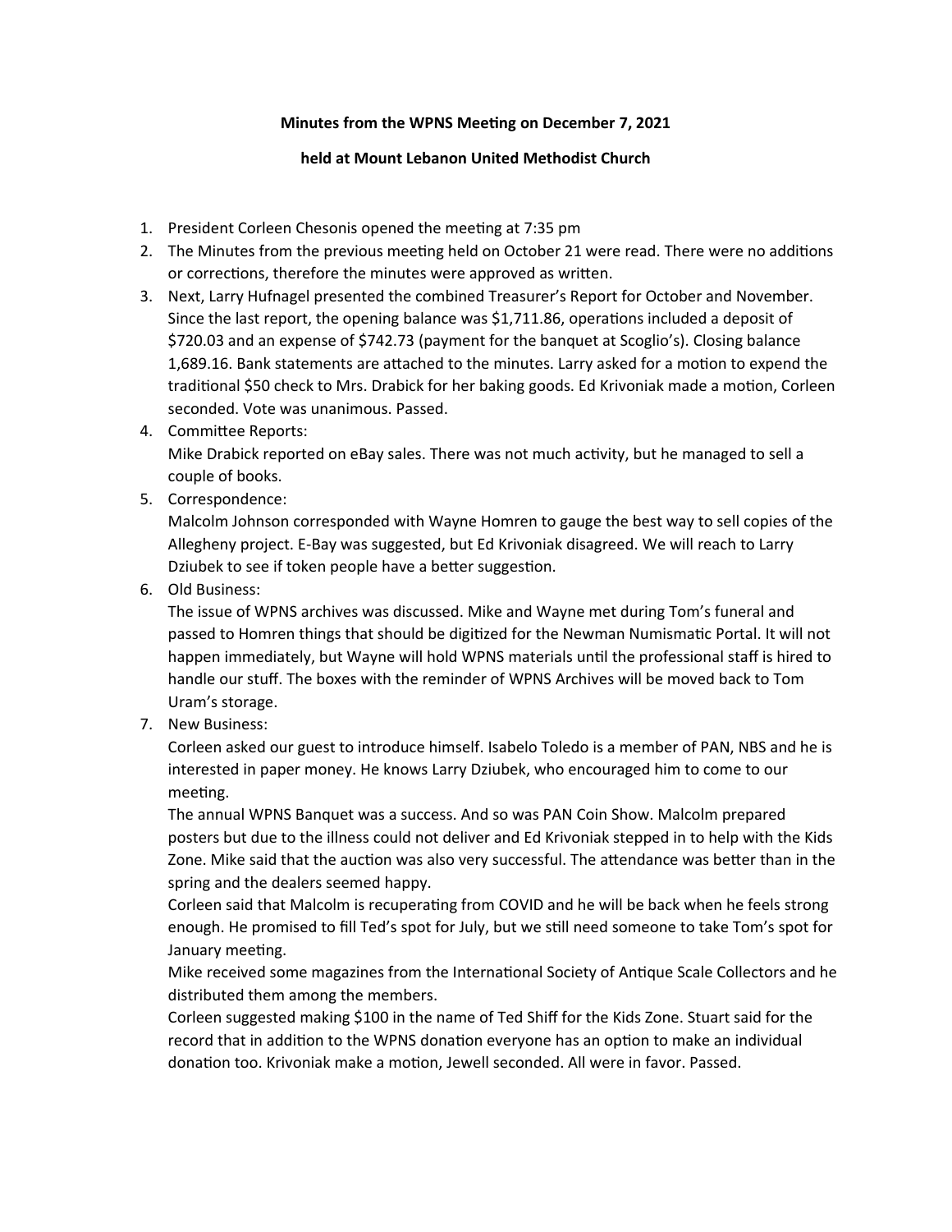**Minutes from the WPNS Meeting on December 7, 2021**

**held at Mount Lebanon United Methodist Church**

1. President Corleen Chesonis opened the meeting at 7:35 pm
2. The Minutes from the previous meeting held on October 21 were read. There were no additions or corrections, therefore the minutes were approved as written.
3. Next, Larry Hufnagel presented the combined Treasurer's Report for October and November. Since the last report, the opening balance was $1,711.86, operations included a deposit of $720.03 and an expense of $742.73 (payment for the banquet at Scoglio's). Closing balance 1,689.16. Bank statements are attached to the minutes. Larry asked for a motion to expend the traditional $50 check to Mrs. Drabick for her baking goods. Ed Krivoniak made a motion, Corleen seconded. Vote was unanimous. Passed.
4. Committee Reports:
   Mike Drabick reported on eBay sales. There was not much activity, but he managed to sell a couple of books.
5. Correspondence:
   Malcolm Johnson corresponded with Wayne Homren to gauge the best way to sell copies of the Allegheny project. E-Bay was suggested, but Ed Krivoniak disagreed. We will reach to Larry Dziubek to see if token people have a better suggestion.
6. Old Business:
   The issue of WPNS archives was discussed. Mike and Wayne met during Tom's funeral and passed to Homren things that should be digitized for the Newman Numismatic Portal. It will not happen immediately, but Wayne will hold WPNS materials until the professional staff is hired to handle our stuff. The boxes with the reminder of WPNS Archives will be moved back to Tom Uram's storage.
7. New Business:
   Corleen asked our guest to introduce himself. Isabelo Toledo is a member of PAN, NBS and he is interested in paper money. He knows Larry Dziubek, who encouraged him to come to our meeting.
   The annual WPNS Banquet was a success. And so was PAN Coin Show. Malcolm prepared posters but due to the illness could not deliver and Ed Krivoniak stepped in to help with the Kids Zone. Mike said that the auction was also very successful. The attendance was better than in the spring and the dealers seemed happy.
   Corleen said that Malcolm is recuperating from COVID and he will be back when he feels strong enough. He promised to fill Ted's spot for July, but we still need someone to take Tom's spot for January meeting.
   Mike received some magazines from the International Society of Antique Scale Collectors and he distributed them among the members.
   Corleen suggested making $100 in the name of Ted Shiff for the Kids Zone. Stuart said for the record that in addition to the WPNS donation everyone has an option to make an individual donation too. Krivoniak make a motion, Jewell seconded. All were in favor. Passed.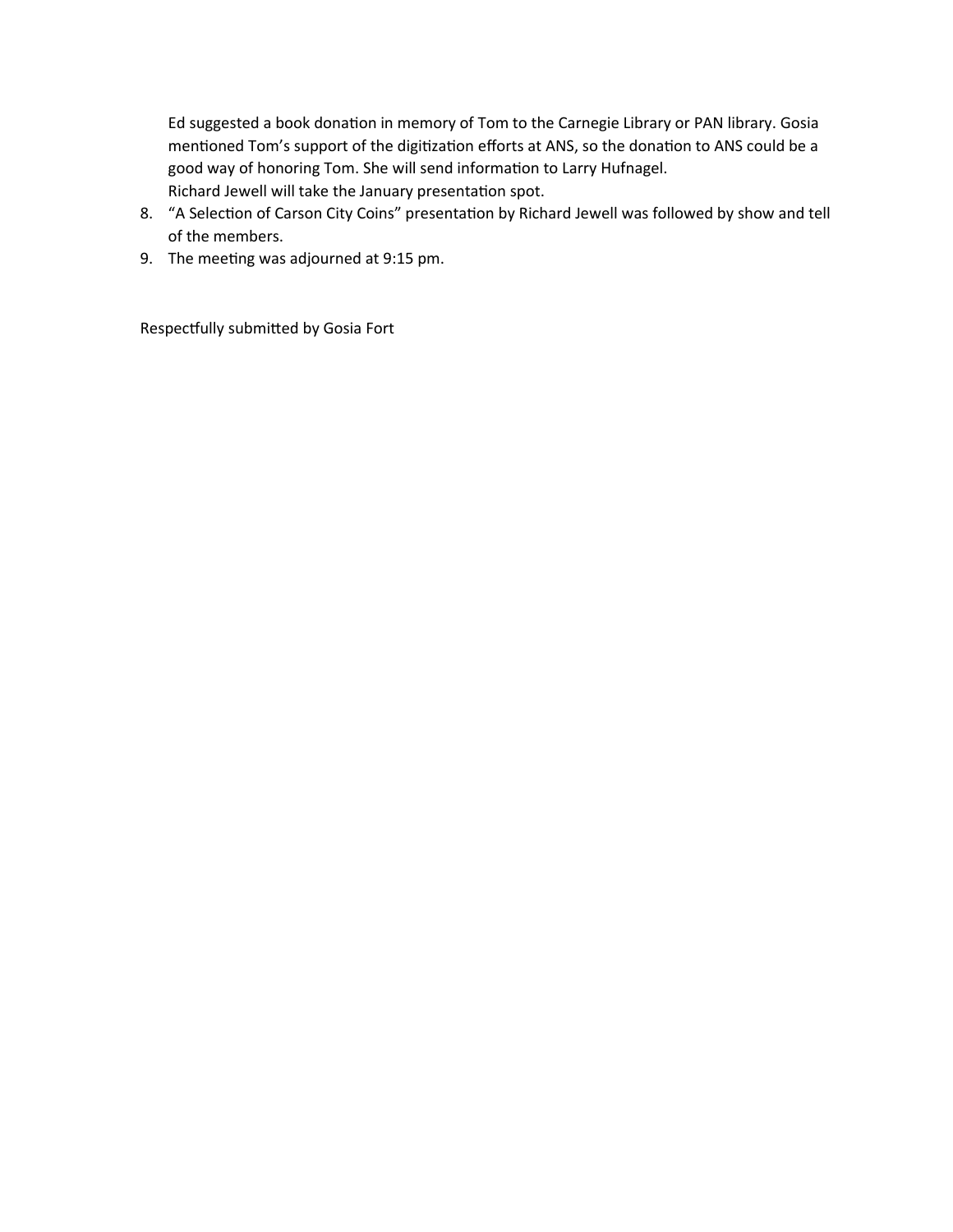Ed suggested a book donation in memory of Tom to the Carnegie Library or PAN library. Gosia mentioned Tom's support of the digitization efforts at ANS, so the donation to ANS could be a good way of honoring Tom. She will send information to Larry Hufnagel.
Richard Jewell will take the January presentation spot.

8. "A Selection of Carson City Coins" presentation by Richard Jewell was followed by show and tell of the members.
9. The meeting was adjourned at 9:15 pm.

Respectfully submitted by Gosia Fort